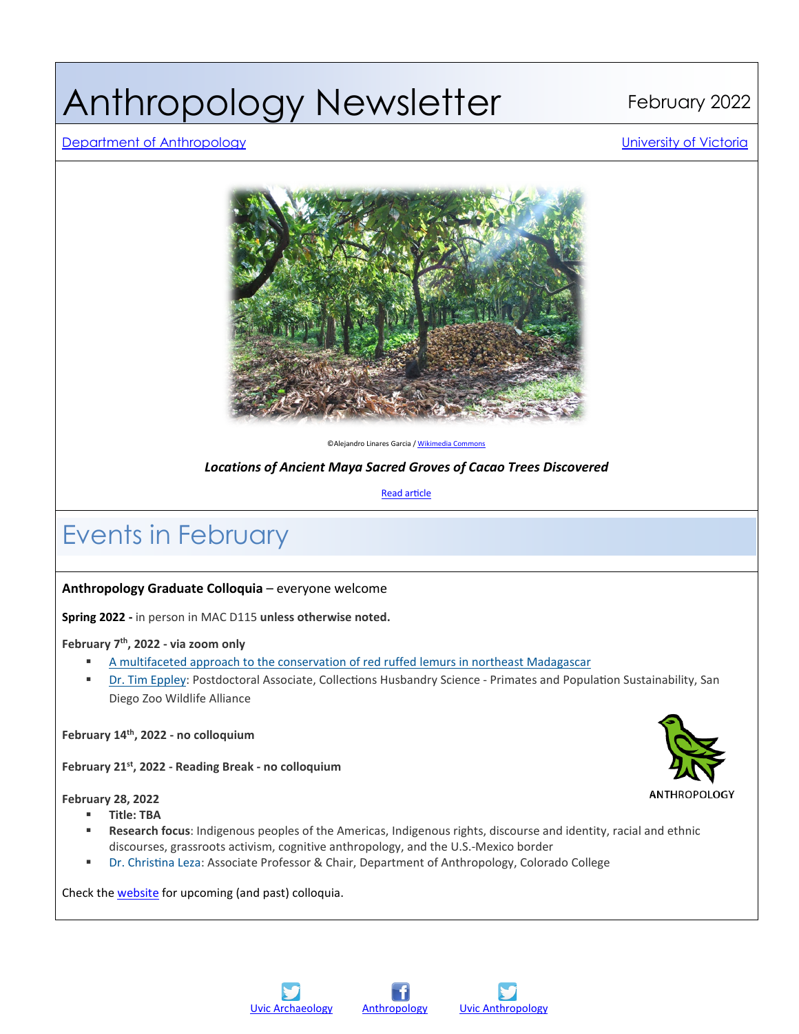# Anthropology Newsletter

February 2022

Department of Anthropology

University of Victoria

©Alejandro Linares Garcia / Wikimedia Commons

***Locations of Ancient Maya Sacred Groves of Cacao Trees Discovered***

Read article

## Events in February

**Anthropology Graduate Colloquia** – everyone welcome

**Spring 2022 -** in person in MAC D115 **unless otherwise noted.**

**February 7th, 2022 - via zoom only**

- A multifaceted approach to the conservation of red ruffed lemurs in northeast Madagascar
- Dr. Tim Eppley: Postdoctoral Associate, Collections Husbandry Science - Primates and Population Sustainability, San Diego Zoo Wildlife Alliance

**February 14th, 2022 - no colloquium**

**February 21st, 2022 - Reading Break - no colloquium**

ANTHROPOLOGY

**February 28, 2022**

- **Title: TBA**
- **Research focus**: Indigenous peoples of the Americas, Indigenous rights, discourse and identity, racial and ethnic discourses, grassroots activism, cognitive anthropology, and the U.S.-Mexico border
- Dr. Christina Leza: Associate Professor & Chair, Department of Anthropology, Colorado College

Check the website for upcoming (and past) colloquia.

Uvic Archaeology Anthropology Uvic Anthropology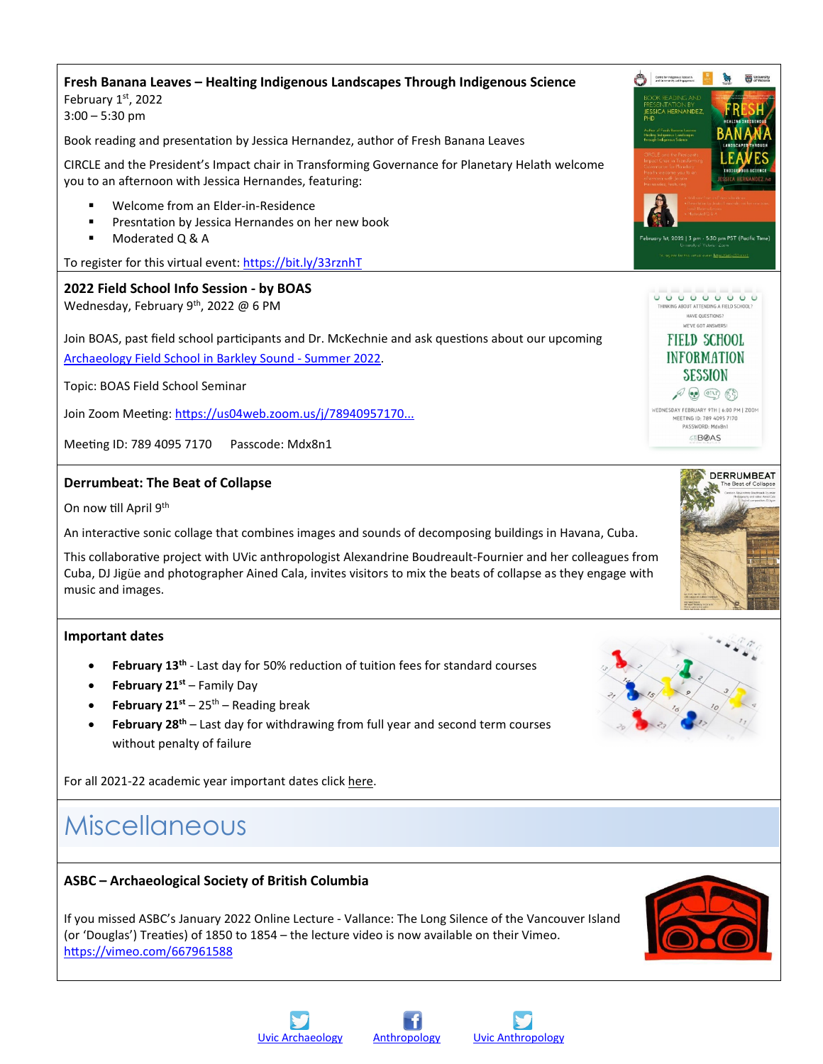**Fresh Banana Leaves – Healting Indigenous Landscapes Through Indigenous Science**
February 1st, 2022
3:00 – 5:30 pm

Book reading and presentation by Jessica Hernandez, author of Fresh Banana Leaves

CIRCLE and the President's Impact chair in Transforming Governance for Planetary Helath welcome you to an afternoon with Jessica Hernandes, featuring:

- Welcome from an Elder-in-Residence
- Presntation by Jessica Hernandes on her new book
- Moderated Q & A

To register for this virtual event: [https://bit.ly/33rznhT](https://bit.ly/33rznhT)

**2022 Field School Info Session - by BOAS**
Wednesday, February 9th, 2022 @ 6 PM

Join BOAS, past field school participants and Dr. McKechnie and ask questions about our upcoming Archaeology Field School in Barkley Sound - Summer 2022.

Topic: BOAS Field School Seminar

Join Zoom Meeting: https://us04web.zoom.us/j/78940957170...

Meeting ID: 789 4095 7170    Passcode: Mdx8n1

**Derrumbeat: The Beat of Collapse**

On now till April 9th

An interactive sonic collage that combines images and sounds of decomposing buildings in Havana, Cuba.

This collaborative project with UVic anthropologist Alexandrine Boudreault-Fournier and her colleagues from Cuba, DJ Jigüe and photographer Ained Cala, invites visitors to mix the beats of collapse as they engage with music and images.

**Important dates**

- **February 13th** - Last day for 50% reduction of tuition fees for standard courses
- **February 21st** – Family Day
- **February 21st** – 25th – Reading break
- **February 28th** – Last day for withdrawing from full year and second term courses without penalty of failure

For all 2021-22 academic year important dates click here.

# Miscellaneous

**ASBC – Archaeological Society of British Columbia**

If you missed ASBC's January 2022 Online Lecture - Vallance: The Long Silence of the Vancouver Island (or 'Douglas') Treaties) of 1850 to 1854 – the lecture video is now available on their Vimeo.
[https://vimeo.com/667961588](https://vimeo.com/667961588)

Uvic Archaeology    Anthropology    Uvic Anthropology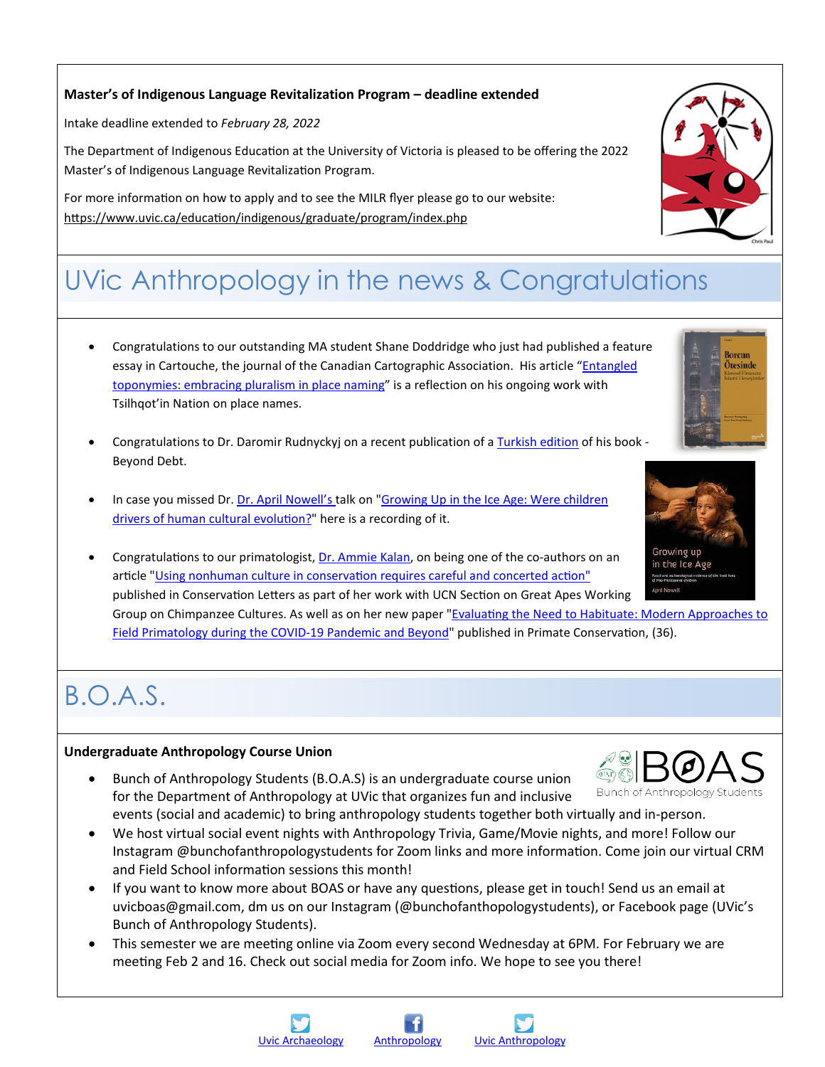**Master's of Indigenous Language Revitalization Program – deadline extended**

Intake deadline extended to *February 28, 2022*

The Department of Indigenous Education at the University of Victoria is pleased to be offering the 2022 Master's of Indigenous Language Revitalization Program.

For more information on how to apply and to see the MILR flyer please go to our website: https://www.uvic.ca/education/indigenous/graduate/program/index.php

# UVic Anthropology in the news & Congratulations

- Congratulations to our outstanding MA student Shane Doddridge who just had published a feature essay in Cartouche, the journal of the Canadian Cartographic Association. His article "Entangled toponymies: embracing pluralism in place naming" is a reflection on his ongoing work with Tsilhqot'in Nation on place names.
- Congratulations to Dr. Daromir Rudnyckyj on a recent publication of a Turkish edition of his book - Beyond Debt.
- In case you missed Dr. April Nowell's talk on "Growing Up in the Ice Age: Were children drivers of human cultural evolution?" here is a recording of it.
- Congratulations to our primatologist, Dr. Ammie Kalan, on being one of the co-authors on an article "Using nonhuman culture in conservation requires careful and concerted action" published in Conservation Letters as part of her work with UCN Section on Great Apes Working Group on Chimpanzee Cultures. As well as on her new paper "Evaluating the Need to Habituate: Modern Approaches to Field Primatology during the COVID-19 Pandemic and Beyond" published in Primate Conservation, (36).

# B.O.A.S.

**Undergraduate Anthropology Course Union**

- Bunch of Anthropology Students (B.O.A.S) is an undergraduate course union for the Department of Anthropology at UVic that organizes fun and inclusive events (social and academic) to bring anthropology students together both virtually and in-person.
- We host virtual social event nights with Anthropology Trivia, Game/Movie nights, and more! Follow our Instagram @bunchofanthropologystudents for Zoom links and more information. Come join our virtual CRM and Field School information sessions this month!
- If you want to know more about BOAS or have any questions, please get in touch! Send us an email at uvicboas@gmail.com, dm us on our Instagram (@bunchofanthopologystudents), or Facebook page (UVic's Bunch of Anthropology Students).
- This semester we are meeting online via Zoom every second Wednesday at 6PM. For February we are meeting Feb 2 and 16. Check out social media for Zoom info. We hope to see you there!

Uvic Archaeology Anthropology Uvic Anthropology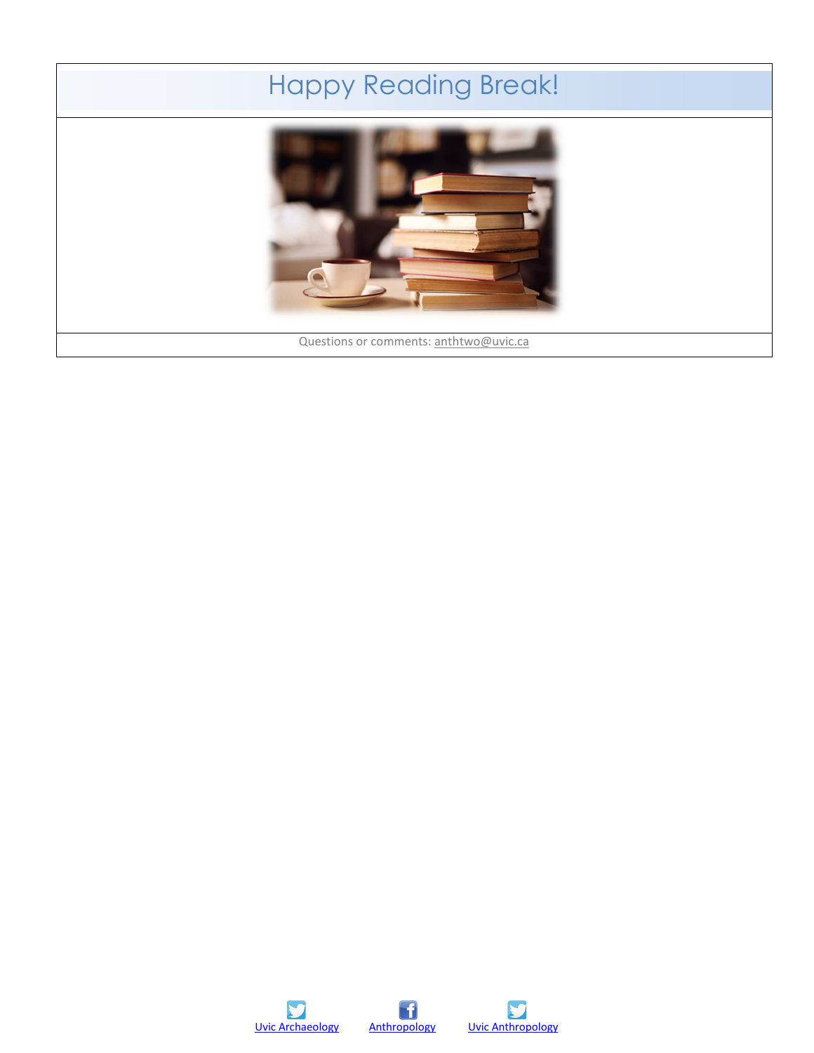# Happy Reading Break!

Questions or comments: anthtwo@uvic.ca

Uvic Archaeology    Anthropology    Uvic Anthropology